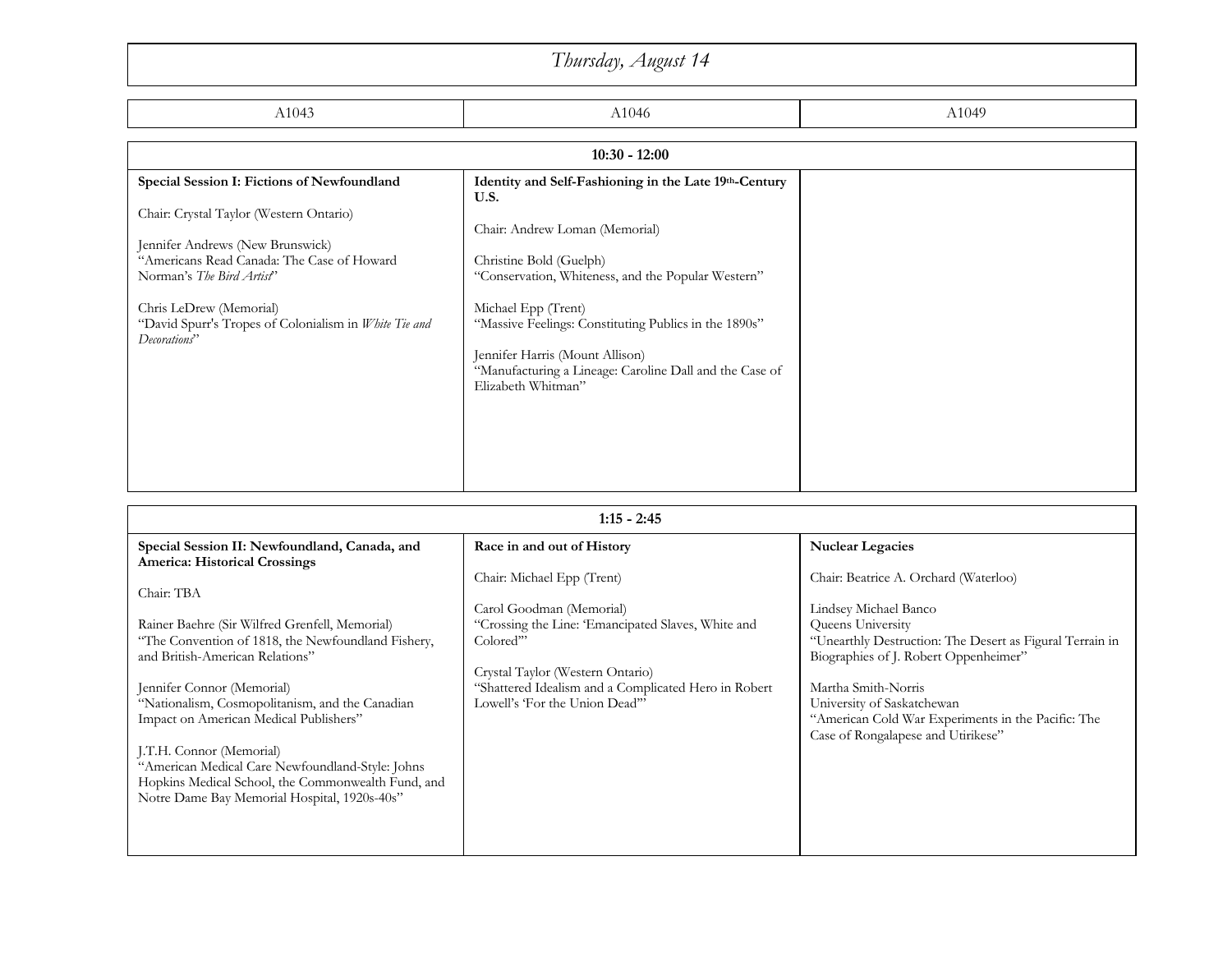# Thursday, August 14

| A1043 | A1046 | A1049 |
|---|---|---|
| **10:30 - 12:00** | | |
| **Special Session I: Fictions of Newfoundland**<br><br>Chair: Crystal Taylor (Western Ontario)<br><br>Jennifer Andrews (New Brunswick)<br>"Americans Read Canada: The Case of Howard Norman's *The Bird Artist*"<br><br>Chris LeDrew (Memorial)<br>"David Spurr's Tropes of Colonialism in *White Tie and Decorations*" | **Identity and Self-Fashioning in the Late 19th-Century U.S.**<br><br>Chair: Andrew Loman (Memorial)<br><br>Christine Bold (Guelph)<br>"Conservation, Whiteness, and the Popular Western"<br><br>Michael Epp (Trent)<br>"Massive Feelings: Constituting Publics in the 1890s"<br><br>Jennifer Harris (Mount Allison)<br>"Manufacturing a Lineage: Caroline Dall and the Case of Elizabeth Whitman" | |
| **1:15 - 2:45** | | |
| **Special Session II: Newfoundland, Canada, and America: Historical Crossings**<br><br>Chair: TBA<br><br>Rainer Baehre (Sir Wilfred Grenfell, Memorial)<br>"The Convention of 1818, the Newfoundland Fishery, and British-American Relations"<br><br>Jennifer Connor (Memorial)<br>"Nationalism, Cosmopolitanism, and the Canadian Impact on American Medical Publishers"<br><br>J.T.H. Connor (Memorial)<br>"American Medical Care Newfoundland-Style: Johns Hopkins Medical School, the Commonwealth Fund, and Notre Dame Bay Memorial Hospital, 1920s-40s" | **Race in and out of History**<br><br>Chair: Michael Epp (Trent)<br><br>Carol Goodman (Memorial)<br>"Crossing the Line: 'Emancipated Slaves, White and Colored'"<br><br>Crystal Taylor (Western Ontario)<br>"Shattered Idealism and a Complicated Hero in Robert Lowell's 'For the Union Dead'" | **Nuclear Legacies**<br><br>Chair: Beatrice A. Orchard (Waterloo)<br><br>Lindsey Michael Banco<br>Queens University<br>"Unearthly Destruction: The Desert as Figural Terrain in Biographies of J. Robert Oppenheimer"<br><br>Martha Smith-Norris<br>University of Saskatchewan<br>"American Cold War Experiments in the Pacific: The Case of Rongalapese and Utirikese" |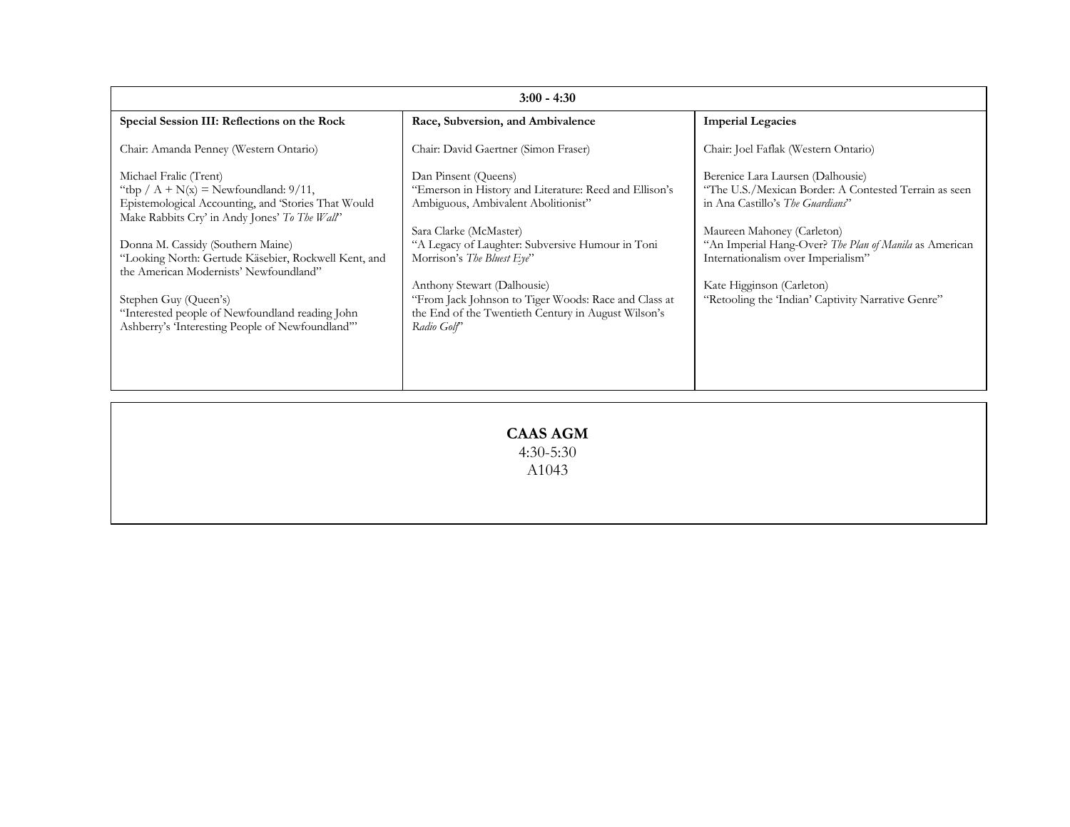| 3:00 - 4:30 | | |
|---|---|---|
| **Special Session III: Reflections on the Rock** | **Race, Subversion, and Ambivalence** | **Imperial Legacies** |
| Chair: Amanda Penney (Western Ontario) | Chair: David Gaertner (Simon Fraser) | Chair: Joel Faflak (Western Ontario) |
| Michael Fralic (Trent)<br>"tbp / A + N(x) = Newfoundland: 9/11, Epistemological Accounting, and 'Stories That Would Make Rabbits Cry' in Andy Jones' *To The Wall*" | Dan Pinsent (Queens)<br>"Emerson in History and Literature: Reed and Ellison's Ambiguous, Ambivalent Abolitionist" | Berenice Lara Laursen (Dalhousie)<br>"The U.S./Mexican Border: A Contested Terrain as seen in Ana Castillo's *The Guardians*" |
| Donna M. Cassidy (Southern Maine)<br>"Looking North: Gertude Käsebier, Rockwell Kent, and the American Modernists' Newfoundland" | Sara Clarke (McMaster)<br>"A Legacy of Laughter: Subversive Humour in Toni Morrison's *The Bluest Eye*" | Maureen Mahoney (Carleton)<br>"An Imperial Hang-Over? *The Plan of Manila* as American Internationalism over Imperialism" |
| Stephen Guy (Queen's)<br>"Interested people of Newfoundland reading John Ashberry's 'Interesting People of Newfoundland'" | Anthony Stewart (Dalhousie)<br>"From Jack Johnson to Tiger Woods: Race and Class at the End of the Twentieth Century in August Wilson's *Radio Golf*" | Kate Higginson (Carleton)<br>"Retooling the 'Indian' Captivity Narrative Genre" |

**CAAS AGM**
4:30-5:30
A1043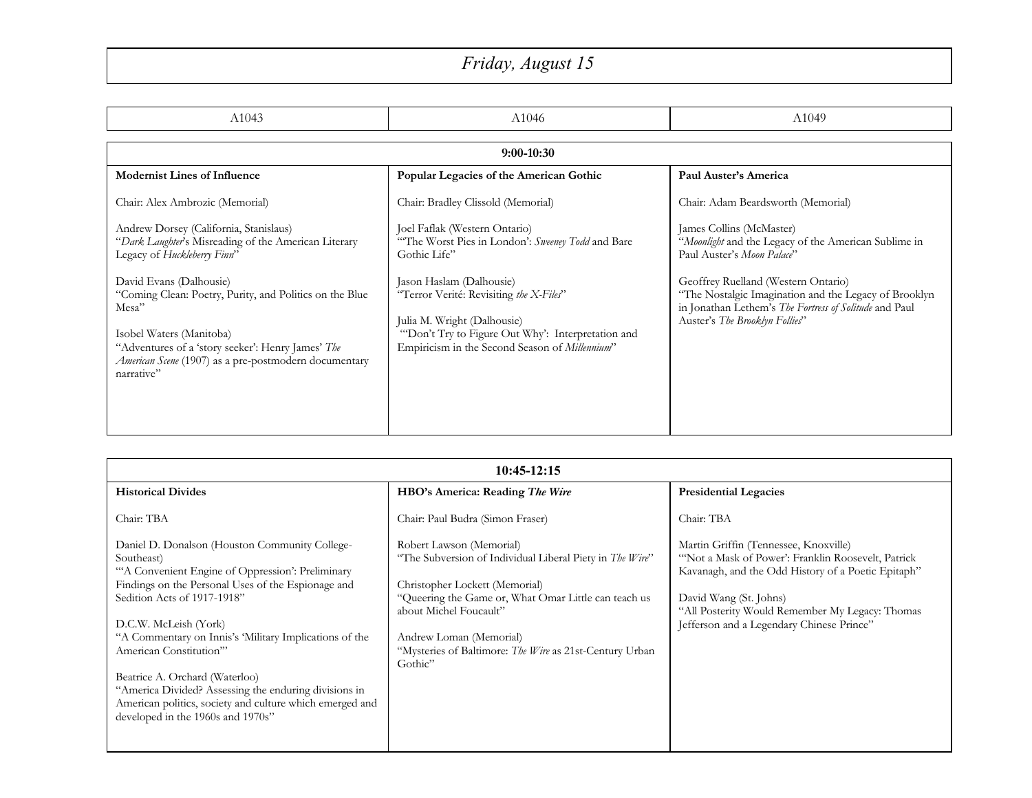# *Friday, August 15*

| A1043 | A1046 | A1049 |
|---|---|---|
| **9:00-10:30** | | |
| **Modernist Lines of Influence**<br><br>Chair: Alex Ambrozic (Memorial)<br><br>Andrew Dorsey (California, Stanislaus)<br>"*Dark Laughter*'s Misreading of the American Literary Legacy of *Huckleberry Finn*"<br><br>David Evans (Dalhousie)<br>"Coming Clean: Poetry, Purity, and Politics on the Blue Mesa"<br><br>Isobel Waters (Manitoba)<br>"Adventures of a 'story seeker': Henry James' *The American Scene* (1907) as a pre-postmodern documentary narrative" | **Popular Legacies of the American Gothic**<br><br>Chair: Bradley Clissold (Memorial)<br><br>Joel Faflak (Western Ontario)<br>"'The Worst Pies in London': *Sweeney Todd* and Bare Gothic Life"<br><br>Jason Haslam (Dalhousie)<br>"Terror Verité: Revisiting *the X-Files*"<br><br>Julia M. Wright (Dalhousie)<br>"'Don't Try to Figure Out Why': Interpretation and Empiricism in the Second Season of *Millennium*" | **Paul Auster's America**<br><br>Chair: Adam Beardsworth (Memorial)<br><br>James Collins (McMaster)<br>"*Moonlight* and the Legacy of the American Sublime in Paul Auster's *Moon Palace*"<br><br>Geoffrey Ruelland (Western Ontario)<br>"The Nostalgic Imagination and the Legacy of Brooklyn in Jonathan Lethem's *The Fortress of Solitude* and Paul Auster's *The Brooklyn Follies*" |
| **10:45-12:15** | | |
| **Historical Divides**<br><br>Chair: TBA<br><br>Daniel D. Donalson (Houston Community College-Southeast)<br>"'A Convenient Engine of Oppression': Preliminary Findings on the Personal Uses of the Espionage and Sedition Acts of 1917-1918"<br><br>D.C.W. McLeish (York)<br>"A Commentary on Innis's 'Military Implications of the American Constitution'"<br><br>Beatrice A. Orchard (Waterloo)<br>"America Divided? Assessing the enduring divisions in American politics, society and culture which emerged and developed in the 1960s and 1970s" | **HBO's America: Reading *The Wire***<br><br>Chair: Paul Budra (Simon Fraser)<br><br>Robert Lawson (Memorial)<br>"The Subversion of Individual Liberal Piety in *The Wire*"<br><br>Christopher Lockett (Memorial)<br>"Queering the Game or, What Omar Little can teach us about Michel Foucault"<br><br>Andrew Loman (Memorial)<br>"Mysteries of Baltimore: *The Wire* as 21st-Century Urban Gothic" | **Presidential Legacies**<br><br>Chair: TBA<br><br>Martin Griffin (Tennessee, Knoxville)<br>"'Not a Mask of Power': Franklin Roosevelt, Patrick Kavanagh, and the Odd History of a Poetic Epitaph"<br><br>David Wang (St. Johns)<br>"All Posterity Would Remember My Legacy: Thomas Jefferson and a Legendary Chinese Prince" |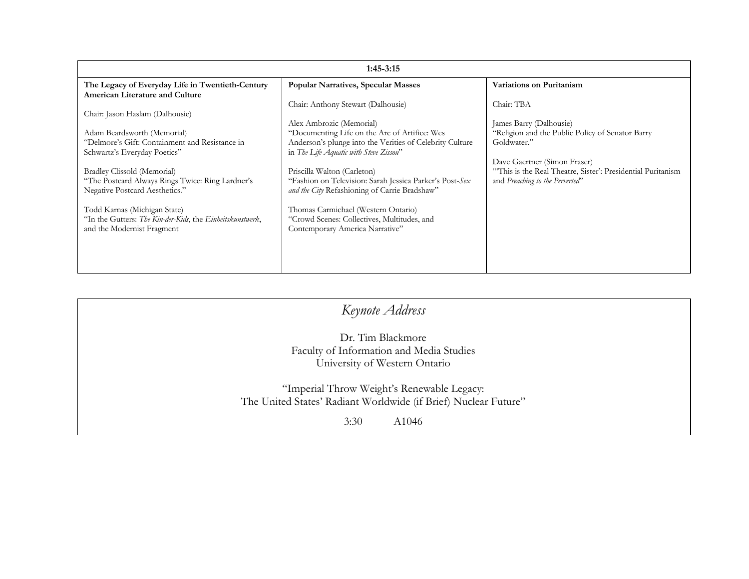| 1:45-3:15 | | |
|---|---|---|
| **The Legacy of Everyday Life in Twentieth-Century American Literature and Culture**<br><br>Chair: Jason Haslam (Dalhousie)<br><br>Adam Beardsworth (Memorial)<br>"Delmore's Gift: Containment and Resistance in Schwartz's Everyday Poetics"<br><br>Bradley Clissold (Memorial)<br>"The Postcard Always Rings Twice: Ring Lardner's Negative Postcard Aesthetics."<br><br>Todd Karnas (Michigan State)<br>"In the Gutters: *The Kin-der-Kids*, the *Einheitskunstwerk*, and the Modernist Fragment | **Popular Narratives, Specular Masses**<br><br>Chair: Anthony Stewart (Dalhousie)<br><br>Alex Ambrozic (Memorial)<br>"Documenting Life on the Arc of Artifice: Wes Anderson's plunge into the Verities of Celebrity Culture in *The Life Aquatic with Steve Zissou*"<br><br>Priscilla Walton (Carleton)<br>"Fashion on Television: Sarah Jessica Parker's Post-*Sex and the City* Refashioning of Carrie Bradshaw"<br><br>Thomas Carmichael (Western Ontario)<br>"Crowd Scenes: Collectives, Multitudes, and Contemporary America Narrative" | **Variations on Puritanism**<br><br>Chair: TBA<br><br>James Barry (Dalhousie)<br>"Religion and the Public Policy of Senator Barry Goldwater."<br><br>Dave Gaertner (Simon Fraser)<br>"'This is the Real Theatre, Sister': Presidential Puritanism and *Preaching to the Perverted*" |

*Keynote Address*

Dr. Tim Blackmore
Faculty of Information and Media Studies
University of Western Ontario

"Imperial Throw Weight's Renewable Legacy:
The United States' Radiant Worldwide (if Brief) Nuclear Future"

3:30 A1046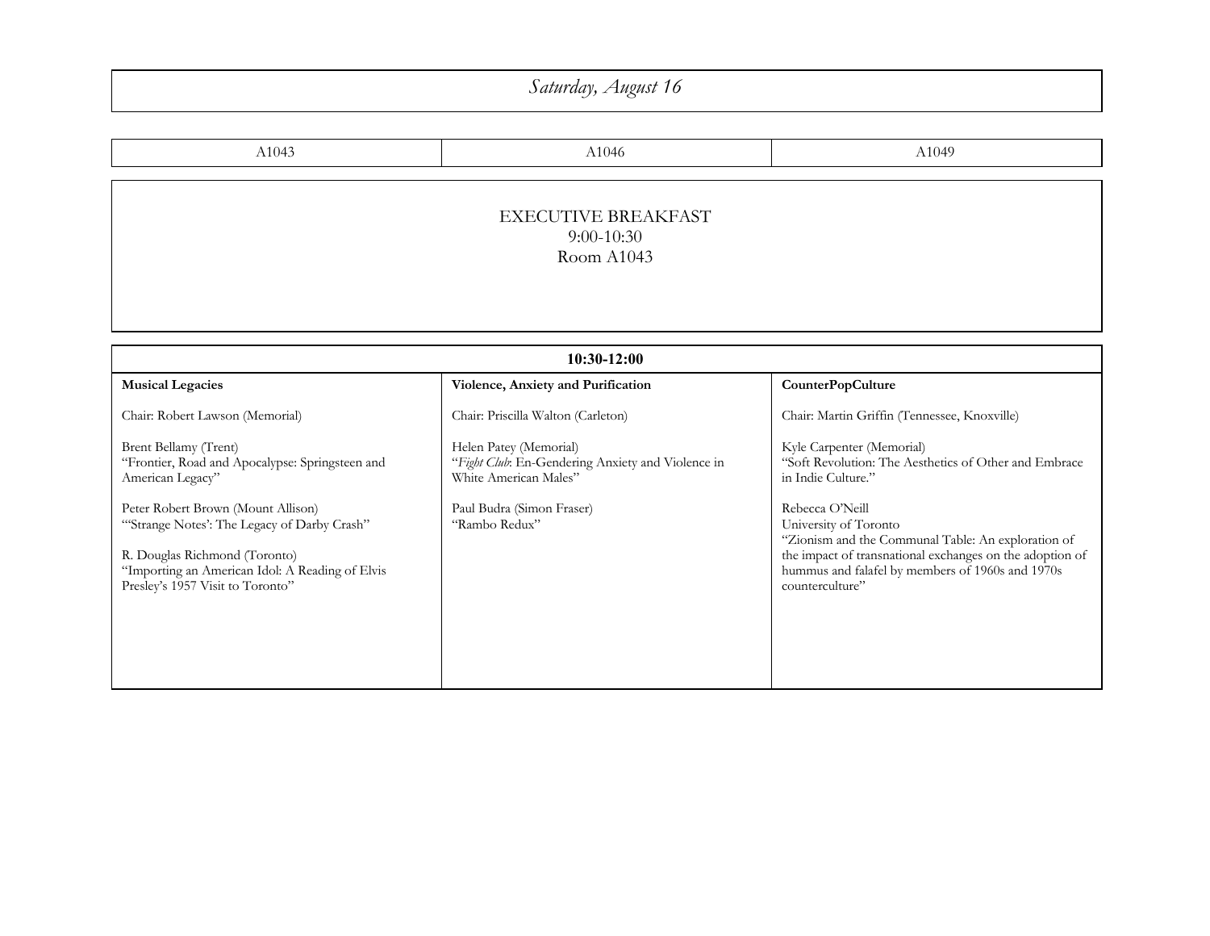## *Saturday, August 16*

| A1043 | A1046 | A1049 |
| --- | --- | --- |

EXECUTIVE BREAKFAST
9:00-10:30
Room A1043

| 10:30-12:00 | | |
| --- | --- | --- |
| **Musical Legacies** | **Violence, Anxiety and Purification** | **CounterPopCulture** |
| Chair: Robert Lawson (Memorial) | Chair: Priscilla Walton (Carleton) | Chair: Martin Griffin (Tennessee, Knoxville) |
| Brent Bellamy (Trent)<br>"Frontier, Road and Apocalypse: Springsteen and American Legacy" | Helen Patey (Memorial)<br>"*Fight Club*: En-Gendering Anxiety and Violence in White American Males" | Kyle Carpenter (Memorial)<br>"Soft Revolution: The Aesthetics of Other and Embrace in Indie Culture." |
| Peter Robert Brown (Mount Allison)<br>"'Strange Notes': The Legacy of Darby Crash" | Paul Budra (Simon Fraser)<br>"Rambo Redux" | Rebecca O'Neill<br>University of Toronto<br>"Zionism and the Communal Table: An exploration of the impact of transnational exchanges on the adoption of hummus and falafel by members of 1960s and 1970s counterculture" |
| R. Douglas Richmond (Toronto)<br>"Importing an American Idol: A Reading of Elvis Presley's 1957 Visit to Toronto" | | |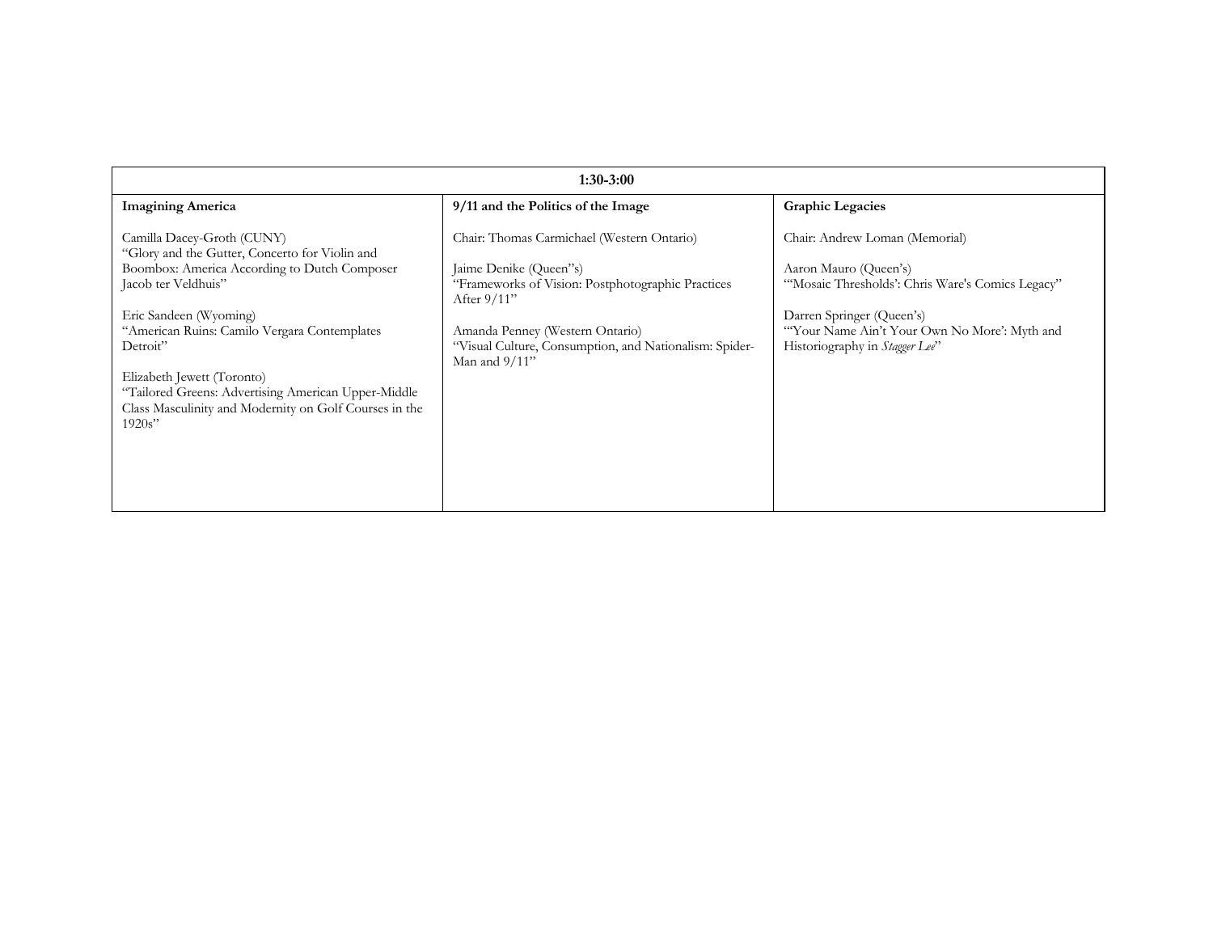| 1:30-3:00 | | |
|---|---|---|
| **Imagining America**<br><br>Camilla Dacey-Groth (CUNY)<br>"Glory and the Gutter, Concerto for Violin and Boombox: America According to Dutch Composer Jacob ter Veldhuis"<br><br>Eric Sandeen (Wyoming)<br>"American Ruins: Camilo Vergara Contemplates Detroit"<br><br>Elizabeth Jewett (Toronto)<br>"Tailored Greens: Advertising American Upper-Middle Class Masculinity and Modernity on Golf Courses in the 1920s" | **9/11 and the Politics of the Image**<br><br>Chair: Thomas Carmichael (Western Ontario)<br><br>Jaime Denike (Queen"s)<br>"Frameworks of Vision: Postphotographic Practices After 9/11"<br><br>Amanda Penney (Western Ontario)<br>"Visual Culture, Consumption, and Nationalism: Spider-Man and 9/11" | **Graphic Legacies**<br><br>Chair: Andrew Loman (Memorial)<br><br>Aaron Mauro (Queen's)<br>"'Mosaic Thresholds': Chris Ware's Comics Legacy"<br><br>Darren Springer (Queen's)<br>"'Your Name Ain't Your Own No More': Myth and Historiography in *Stagger Lee*" |